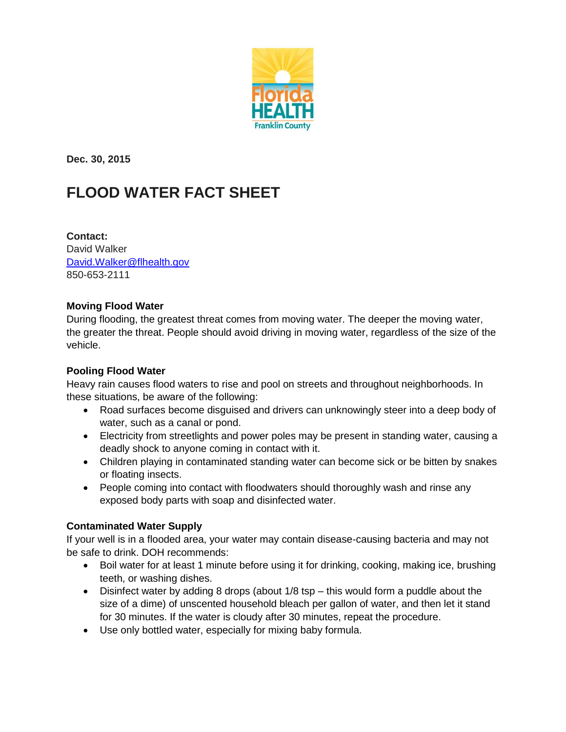Florida HEALTH
Franklin County

**Dec. 30, 2015**

# FLOOD WATER FACT SHEET

**Contact:**
David Walker
[David.Walker@flhealth.gov](mailto:David.Walker@flhealth.gov)
850-653-2111

### Moving Flood Water

During flooding, the greatest threat comes from moving water. The deeper the moving water, the greater the threat. People should avoid driving in moving water, regardless of the size of the vehicle.

### Pooling Flood Water

Heavy rain causes flood waters to rise and pool on streets and throughout neighborhoods. In these situations, be aware of the following:

- Road surfaces become disguised and drivers can unknowingly steer into a deep body of water, such as a canal or pond.
- Electricity from streetlights and power poles may be present in standing water, causing a deadly shock to anyone coming in contact with it.
- Children playing in contaminated standing water can become sick or be bitten by snakes or floating insects.
- People coming into contact with floodwaters should thoroughly wash and rinse any exposed body parts with soap and disinfected water.

### Contaminated Water Supply

If your well is in a flooded area, your water may contain disease-causing bacteria and may not be safe to drink. DOH recommends:

- Boil water for at least 1 minute before using it for drinking, cooking, making ice, brushing teeth, or washing dishes.
- Disinfect water by adding 8 drops (about 1/8 tsp – this would form a puddle about the size of a dime) of unscented household bleach per gallon of water, and then let it stand for 30 minutes. If the water is cloudy after 30 minutes, repeat the procedure.
- Use only bottled water, especially for mixing baby formula.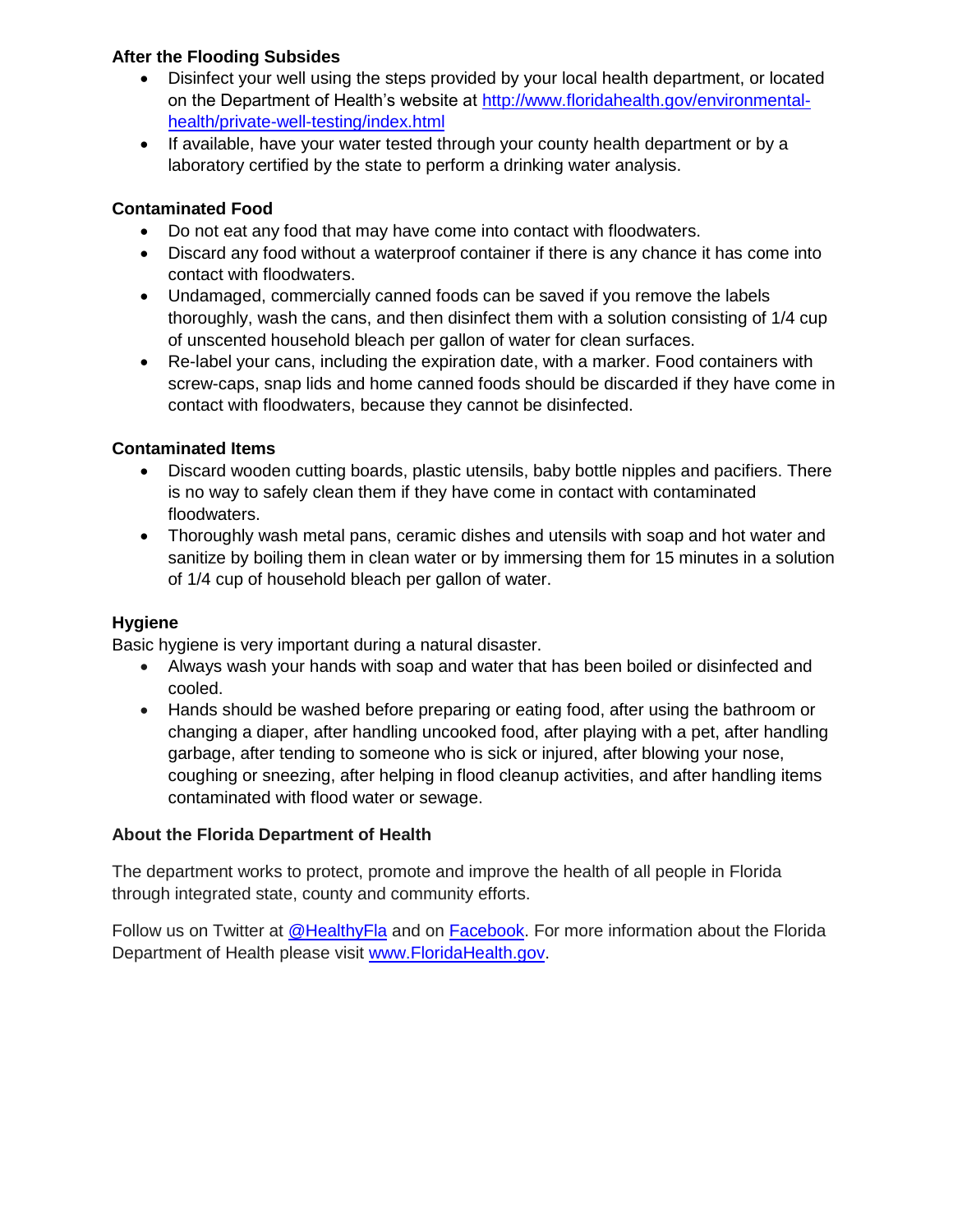**After the Flooding Subsides**

- Disinfect your well using the steps provided by your local health department, or located on the Department of Health's website at [http://www.floridahealth.gov/environmental-health/private-well-testing/index.html](http://www.floridahealth.gov/environmental-health/private-well-testing/index.html)
- If available, have your water tested through your county health department or by a laboratory certified by the state to perform a drinking water analysis.

**Contaminated Food**

- Do not eat any food that may have come into contact with floodwaters.
- Discard any food without a waterproof container if there is any chance it has come into contact with floodwaters.
- Undamaged, commercially canned foods can be saved if you remove the labels thoroughly, wash the cans, and then disinfect them with a solution consisting of 1/4 cup of unscented household bleach per gallon of water for clean surfaces.
- Re-label your cans, including the expiration date, with a marker. Food containers with screw-caps, snap lids and home canned foods should be discarded if they have come in contact with floodwaters, because they cannot be disinfected.

**Contaminated Items**

- Discard wooden cutting boards, plastic utensils, baby bottle nipples and pacifiers. There is no way to safely clean them if they have come in contact with contaminated floodwaters.
- Thoroughly wash metal pans, ceramic dishes and utensils with soap and hot water and sanitize by boiling them in clean water or by immersing them for 15 minutes in a solution of 1/4 cup of household bleach per gallon of water.

**Hygiene**

Basic hygiene is very important during a natural disaster.

- Always wash your hands with soap and water that has been boiled or disinfected and cooled.
- Hands should be washed before preparing or eating food, after using the bathroom or changing a diaper, after handling uncooked food, after playing with a pet, after handling garbage, after tending to someone who is sick or injured, after blowing your nose, coughing or sneezing, after helping in flood cleanup activities, and after handling items contaminated with flood water or sewage.

**About the Florida Department of Health**

The department works to protect, promote and improve the health of all people in Florida through integrated state, county and community efforts.

Follow us on Twitter at @HealthyFla and on Facebook. For more information about the Florida Department of Health please visit [www.FloridaHealth.gov](http://www.FloridaHealth.gov).